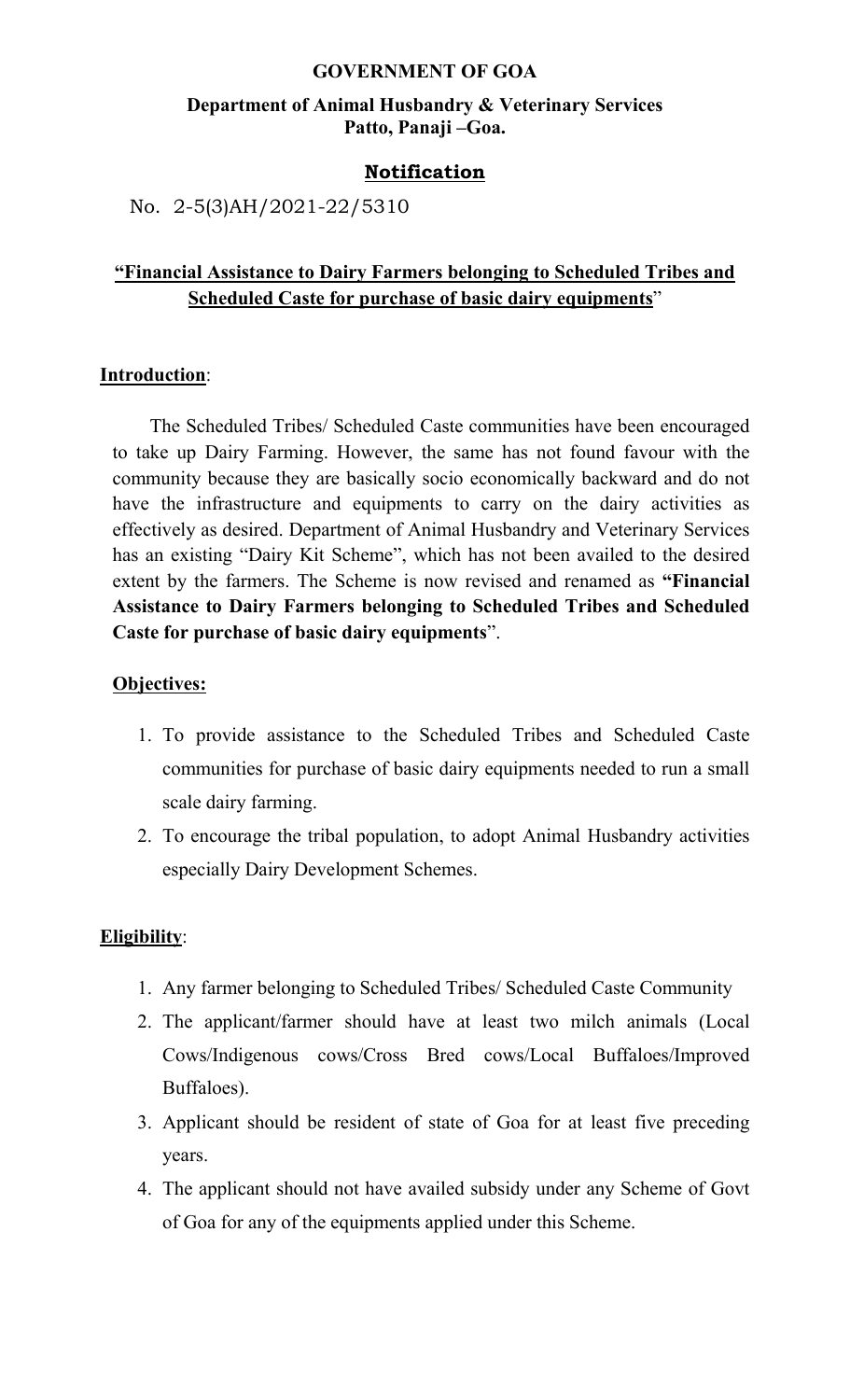**GOVERNMENT OF GOA**

**Department of Animal Husbandry & Veterinary Services**
**Patto, Panaji –Goa.**

**Notification**

No. 2-5(3)AH/2021-22/5310

**"Financial Assistance to Dairy Farmers belonging to Scheduled Tribes and Scheduled Caste for purchase of basic dairy equipments"**

## Introduction:

The Scheduled Tribes/ Scheduled Caste communities have been encouraged to take up Dairy Farming. However, the same has not found favour with the community because they are basically socio economically backward and do not have the infrastructure and equipments to carry on the dairy activities as effectively as desired. Department of Animal Husbandry and Veterinary Services has an existing "Dairy Kit Scheme", which has not been availed to the desired extent by the farmers. The Scheme is now revised and renamed as **"Financial Assistance to Dairy Farmers belonging to Scheduled Tribes and Scheduled Caste for purchase of basic dairy equipments"**.

## Objectives:

1. To provide assistance to the Scheduled Tribes and Scheduled Caste communities for purchase of basic dairy equipments needed to run a small scale dairy farming.
2. To encourage the tribal population, to adopt Animal Husbandry activities especially Dairy Development Schemes.

## Eligibility:

1. Any farmer belonging to Scheduled Tribes/ Scheduled Caste Community
2. The applicant/farmer should have at least two milch animals (Local Cows/Indigenous cows/Cross Bred cows/Local Buffaloes/Improved Buffaloes).
3. Applicant should be resident of state of Goa for at least five preceding years.
4. The applicant should not have availed subsidy under any Scheme of Govt of Goa for any of the equipments applied under this Scheme.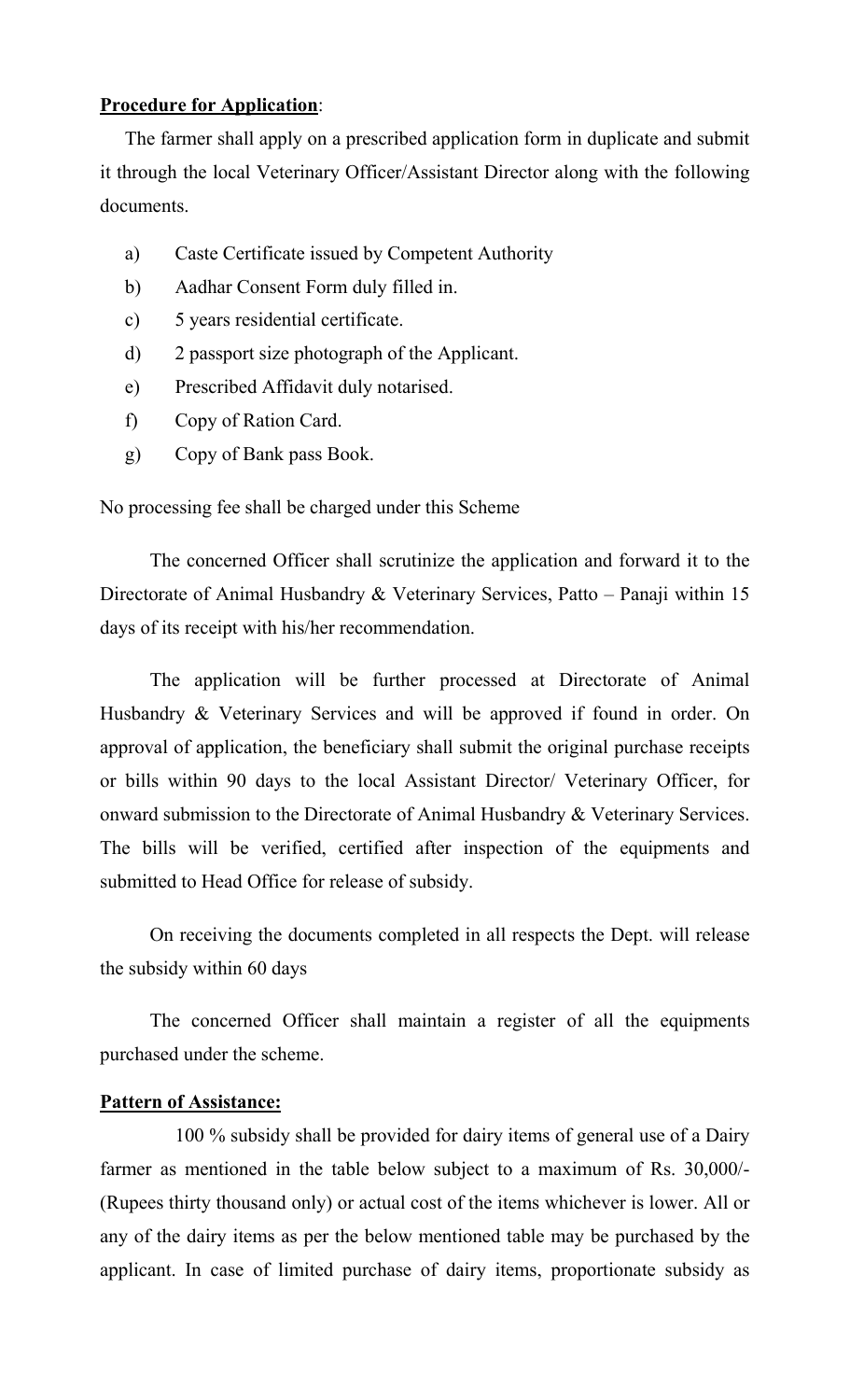**Procedure for Application**:

The farmer shall apply on a prescribed application form in duplicate and submit it through the local Veterinary Officer/Assistant Director along with the following documents.

a) Caste Certificate issued by Competent Authority

b) Aadhar Consent Form duly filled in.

c) 5 years residential certificate.

d) 2 passport size photograph of the Applicant.

e) Prescribed Affidavit duly notarised.

f) Copy of Ration Card.

g) Copy of Bank pass Book.

No processing fee shall be charged under this Scheme

The concerned Officer shall scrutinize the application and forward it to the Directorate of Animal Husbandry & Veterinary Services, Patto – Panaji within 15 days of its receipt with his/her recommendation.

The application will be further processed at Directorate of Animal Husbandry & Veterinary Services and will be approved if found in order. On approval of application, the beneficiary shall submit the original purchase receipts or bills within 90 days to the local Assistant Director/ Veterinary Officer, for onward submission to the Directorate of Animal Husbandry & Veterinary Services. The bills will be verified, certified after inspection of the equipments and submitted to Head Office for release of subsidy.

On receiving the documents completed in all respects the Dept. will release the subsidy within 60 days

The concerned Officer shall maintain a register of all the equipments purchased under the scheme.

**Pattern of Assistance:**

100 % subsidy shall be provided for dairy items of general use of a Dairy farmer as mentioned in the table below subject to a maximum of Rs. 30,000/- (Rupees thirty thousand only) or actual cost of the items whichever is lower. All or any of the dairy items as per the below mentioned table may be purchased by the applicant. In case of limited purchase of dairy items, proportionate subsidy as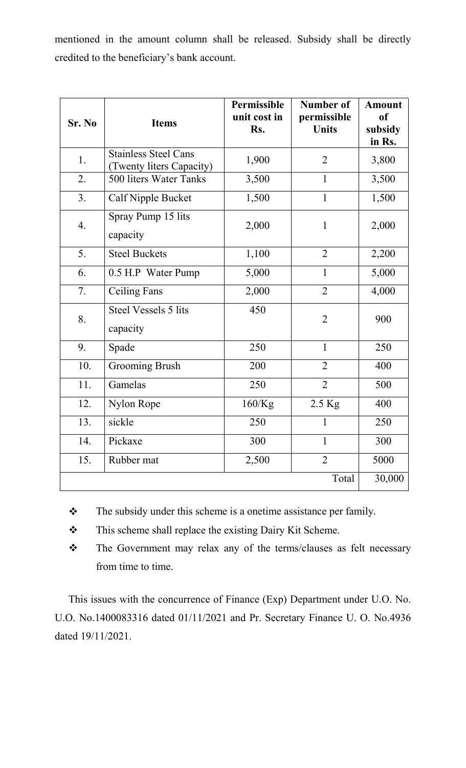mentioned in the amount column shall be released. Subsidy shall be directly credited to the beneficiary's bank account.

| Sr. No | Items | Permissible unit cost in Rs. | Number of permissible Units | Amount of subsidy in Rs. |
|---|---|---|---|---|
| 1. | Stainless Steel Cans (Twenty liters Capacity) | 1,900 | 2 | 3,800 |
| 2. | 500 liters Water Tanks | 3,500 | 1 | 3,500 |
| 3. | Calf Nipple Bucket | 1,500 | 1 | 1,500 |
| 4. | Spray Pump 15 lits capacity | 2,000 | 1 | 2,000 |
| 5. | Steel Buckets | 1,100 | 2 | 2,200 |
| 6. | 0.5 H.P Water Pump | 5,000 | 1 | 5,000 |
| 7. | Ceiling Fans | 2,000 | 2 | 4,000 |
| 8. | Steel Vessels 5 lits capacity | 450 | 2 | 900 |
| 9. | Spade | 250 | 1 | 250 |
| 10. | Grooming Brush | 200 | 2 | 400 |
| 11. | Gamelas | 250 | 2 | 500 |
| 12. | Nylon Rope | 160/Kg | 2.5 Kg | 400 |
| 13. | sickle | 250 | 1 | 250 |
| 14. | Pickaxe | 300 | 1 | 300 |
| 15. | Rubber mat | 2,500 | 2 | 5000 |
| | | | Total | 30,000 |

- The subsidy under this scheme is a onetime assistance per family.
- This scheme shall replace the existing Dairy Kit Scheme.
- The Government may relax any of the terms/clauses as felt necessary from time to time.

This issues with the concurrence of Finance (Exp) Department under U.O. No. U.O. No.1400083316 dated 01/11/2021 and Pr. Secretary Finance U. O. No.4936 dated 19/11/2021.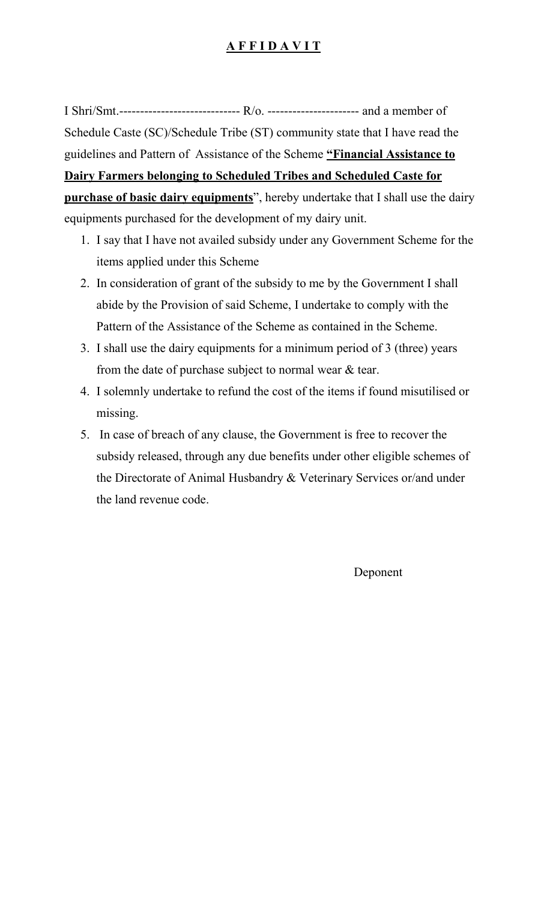# **A F F I D A V I T**

I Shri/Smt.----------------------------- R/o. ---------------------- and a member of Schedule Caste (SC)/Schedule Tribe (ST) community state that I have read the guidelines and Pattern of Assistance of the Scheme **"Financial Assistance to Dairy Farmers belonging to Scheduled Tribes and Scheduled Caste for purchase of basic dairy equipments**", hereby undertake that I shall use the dairy equipments purchased for the development of my dairy unit.

1. I say that I have not availed subsidy under any Government Scheme for the items applied under this Scheme
2. In consideration of grant of the subsidy to me by the Government I shall abide by the Provision of said Scheme, I undertake to comply with the Pattern of the Assistance of the Scheme as contained in the Scheme.
3. I shall use the dairy equipments for a minimum period of 3 (three) years from the date of purchase subject to normal wear & tear.
4. I solemnly undertake to refund the cost of the items if found misutilised or missing.
5. In case of breach of any clause, the Government is free to recover the subsidy released, through any due benefits under other eligible schemes of the Directorate of Animal Husbandry & Veterinary Services or/and under the land revenue code.

Deponent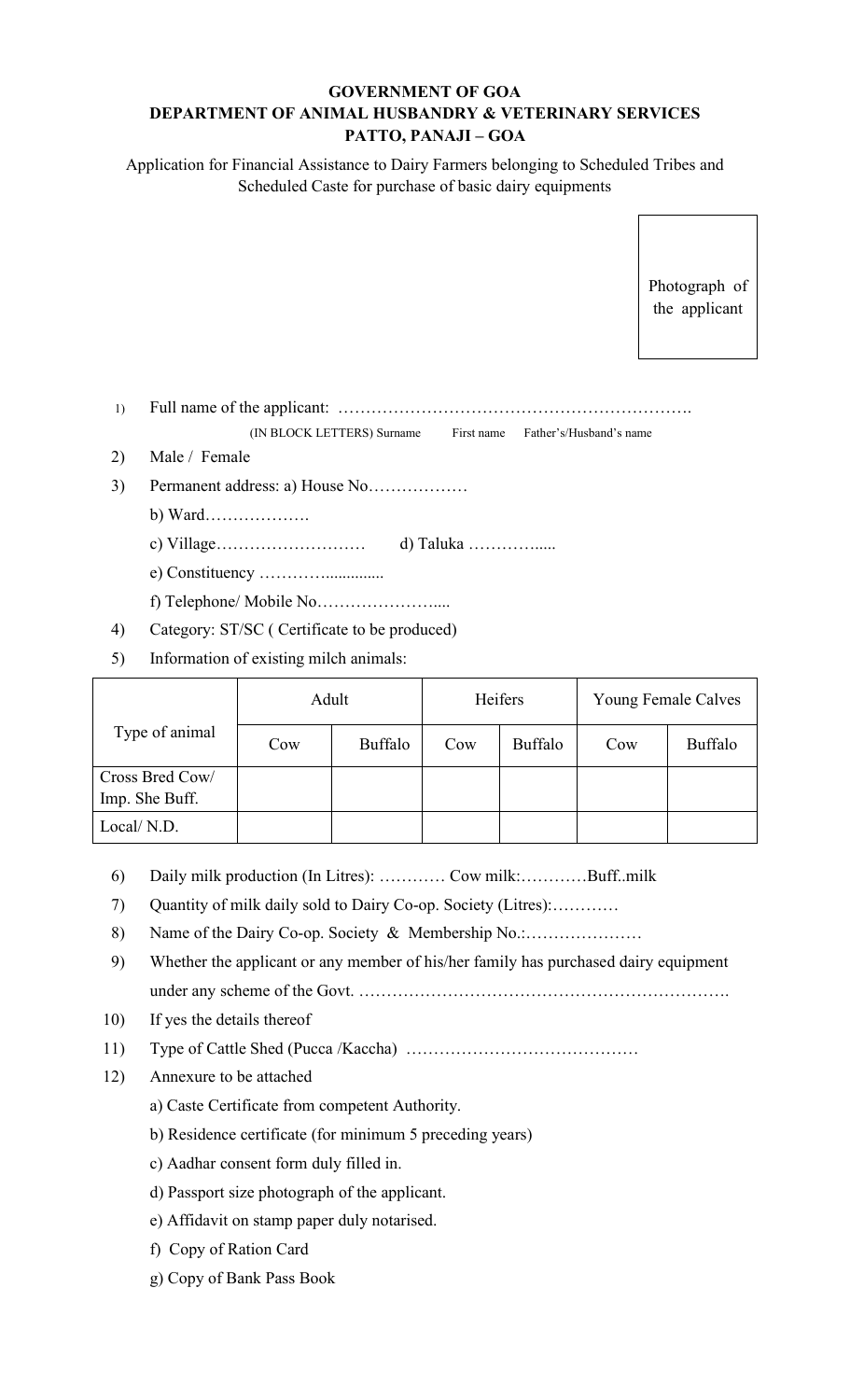**GOVERNMENT OF GOA**
**DEPARTMENT OF ANIMAL HUSBANDRY & VETERINARY SERVICES**
**PATTO, PANAJI – GOA**

Application for Financial Assistance to Dairy Farmers belonging to Scheduled Tribes and Scheduled Caste for purchase of basic dairy equipments

Photograph of the applicant

1) Full name of the applicant: ……………………………………………………….
   (IN BLOCK LETTERS) Surname First name Father's/Husband's name
2) Male / Female
3) Permanent address: a) House No………………
   b) Ward……………….
   c) Village……………………… d) Taluka ………….....
   e) Constituency …………..............
   f) Telephone/ Mobile No…………………....
4) Category: ST/SC ( Certificate to be produced)
5) Information of existing milch animals:

| Type of animal | Adult | | Heifers | | Young Female Calves | |
|---|---|---|---|---|---|---|
| | Cow | Buffalo | Cow | Buffalo | Cow | Buffalo |
| Cross Bred Cow/ Imp. She Buff. | | | | | | |
| Local/ N.D. | | | | | | |

6) Daily milk production (In Litres): ………… Cow milk:…………Buff..milk
7) Quantity of milk daily sold to Dairy Co-op. Society (Litres):…………
8) Name of the Dairy Co-op. Society & Membership No.:…………………
9) Whether the applicant or any member of his/her family has purchased dairy equipment under any scheme of the Govt. ………………………………………………………….
10) If yes the details thereof
11) Type of Cattle Shed (Pucca /Kaccha) ……………………………………
12) Annexure to be attached
    a) Caste Certificate from competent Authority.
    b) Residence certificate (for minimum 5 preceding years)
    c) Aadhar consent form duly filled in.
    d) Passport size photograph of the applicant.
    e) Affidavit on stamp paper duly notarised.
    f) Copy of Ration Card
    g) Copy of Bank Pass Book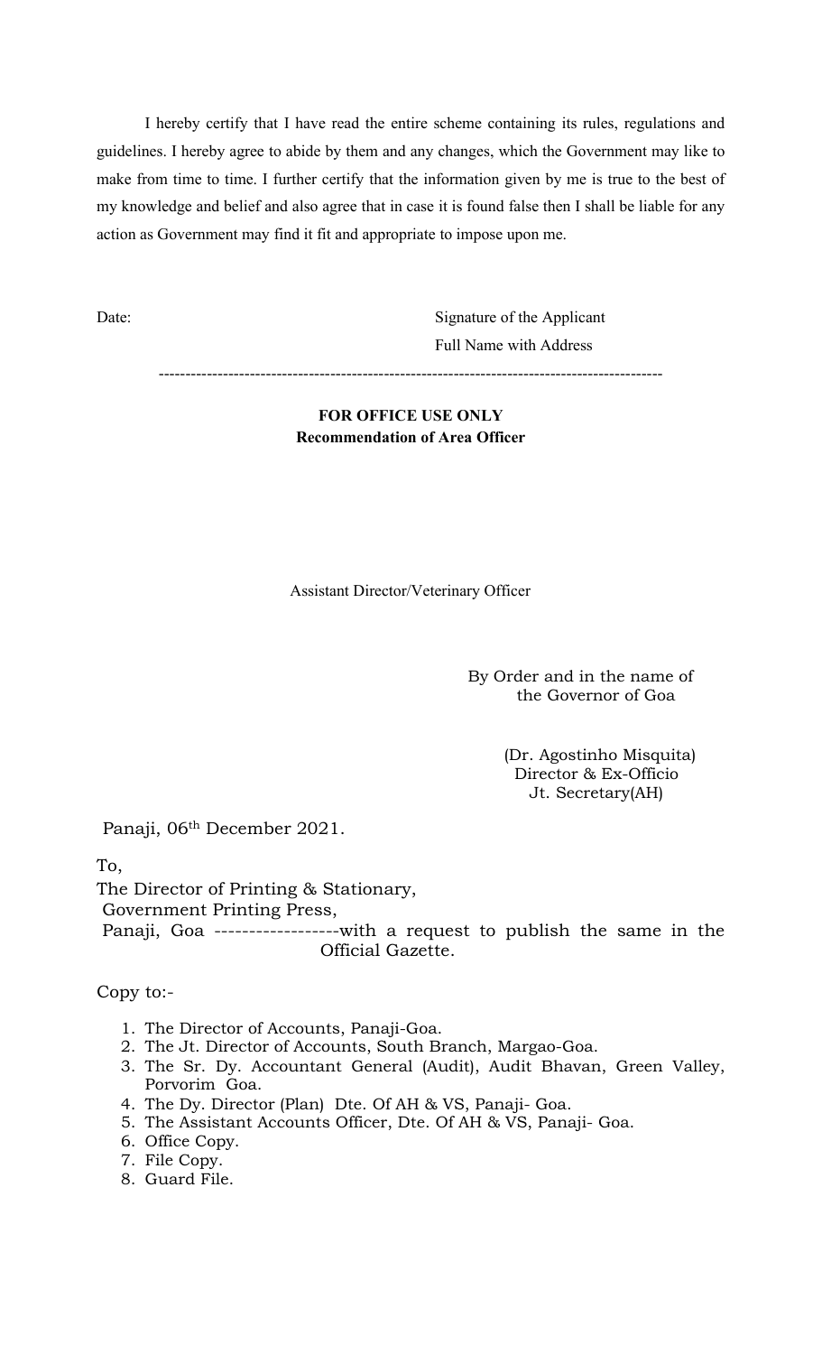I hereby certify that I have read the entire scheme containing its rules, regulations and guidelines. I hereby agree to abide by them and any changes, which the Government may like to make from time to time. I further certify that the information given by me is true to the best of my knowledge and belief and also agree that in case it is found false then I shall be liable for any action as Government may find it fit and appropriate to impose upon me.

Date:

Signature of the Applicant

Full Name with Address

---

**FOR OFFICE USE ONLY**

**Recommendation of Area Officer**

Assistant Director/Veterinary Officer

By Order and in the name of
the Governor of Goa

(Dr. Agostinho Misquita)
Director & Ex-Officio
Jt. Secretary(AH)

Panaji, 06th December 2021.

To,
The Director of Printing & Stationary,
Government Printing Press,
Panaji, Goa ------------------with a request to publish the same in the Official Gazette.

Copy to:-

1. The Director of Accounts, Panaji-Goa.
2. The Jt. Director of Accounts, South Branch, Margao-Goa.
3. The Sr. Dy. Accountant General (Audit), Audit Bhavan, Green Valley, Porvorim Goa.
4. The Dy. Director (Plan) Dte. Of AH & VS, Panaji- Goa.
5. The Assistant Accounts Officer, Dte. Of AH & VS, Panaji- Goa.
6. Office Copy.
7. File Copy.
8. Guard File.